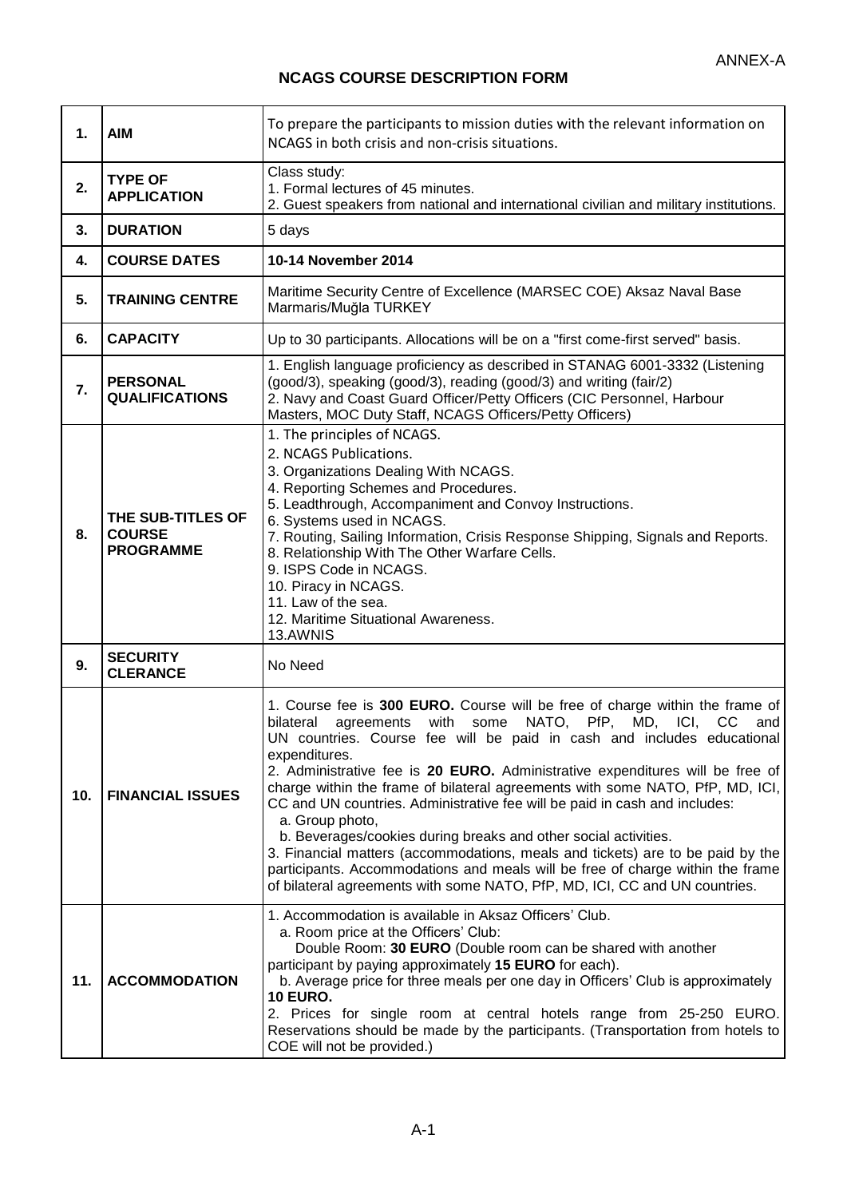ANNEX-A

# NCAGS COURSE DESCRIPTION FORM

| | | |
|---|---|---|
| **1.** | **AIM** | To prepare the participants to mission duties with the relevant information on NCAGS in both crisis and non-crisis situations. |
| **2.** | **TYPE OF APPLICATION** | Class study:<br>1. Formal lectures of 45 minutes.<br>2. Guest speakers from national and international civilian and military institutions. |
| **3.** | **DURATION** | 5 days |
| **4.** | **COURSE DATES** | **10-14 November 2014** |
| **5.** | **TRAINING CENTRE** | Maritime Security Centre of Excellence (MARSEC COE) Aksaz Naval Base Marmaris/Muğla TURKEY |
| **6.** | **CAPACITY** | Up to 30 participants. Allocations will be on a "first come-first served" basis. |
| **7.** | **PERSONAL QUALIFICATIONS** | 1. English language proficiency as described in STANAG 6001-3332 (Listening (good/3), speaking (good/3), reading (good/3) and writing (fair/2)<br>2. Navy and Coast Guard Officer/Petty Officers (CIC Personnel, Harbour Masters, MOC Duty Staff, NCAGS Officers/Petty Officers) |
| **8.** | **THE SUB-TITLES OF COURSE PROGRAMME** | 1. The principles of NCAGS.<br>2. NCAGS Publications.<br>3. Organizations Dealing With NCAGS.<br>4. Reporting Schemes and Procedures.<br>5. Leadthrough, Accompaniment and Convoy Instructions.<br>6. Systems used in NCAGS.<br>7. Routing, Sailing Information, Crisis Response Shipping, Signals and Reports.<br>8. Relationship With The Other Warfare Cells.<br>9. ISPS Code in NCAGS.<br>10. Piracy in NCAGS.<br>11. Law of the sea.<br>12. Maritime Situational Awareness.<br>13.AWNIS |
| **9.** | **SECURITY CLERANCE** | No Need |
| **10.** | **FINANCIAL ISSUES** | 1. Course fee is **300 EURO.** Course will be free of charge within the frame of bilateral agreements with some NATO, PfP, MD, ICI, CC and UN countries. Course fee will be paid in cash and includes educational expenditures.<br>2. Administrative fee is **20 EURO.** Administrative expenditures will be free of charge within the frame of bilateral agreements with some NATO, PfP, MD, ICI, CC and UN countries. Administrative fee will be paid in cash and includes:<br>a. Group photo,<br>b. Beverages/cookies during breaks and other social activities.<br>3. Financial matters (accommodations, meals and tickets) are to be paid by the participants. Accommodations and meals will be free of charge within the frame of bilateral agreements with some NATO, PfP, MD, ICI, CC and UN countries. |
| **11.** | **ACCOMMODATION** | 1. Accommodation is available in Aksaz Officers' Club.<br>a. Room price at the Officers' Club:<br>Double Room: **30 EURO** (Double room can be shared with another participant by paying approximately **15 EURO** for each).<br>b. Average price for three meals per one day in Officers' Club is approximately **10 EURO.**<br>2. Prices for single room at central hotels range from 25-250 EURO. Reservations should be made by the participants. (Transportation from hotels to COE will not be provided.) |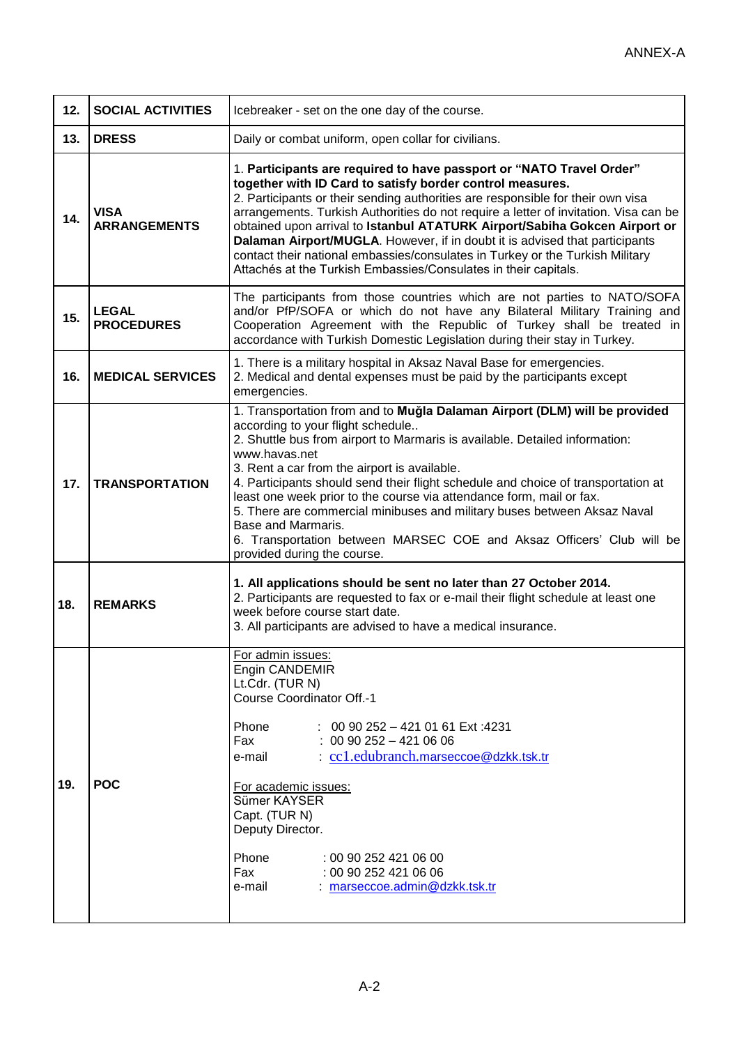ANNEX-A

| | | |
|---|---|---|
| **12.** | **SOCIAL ACTIVITIES** | Icebreaker - set on the one day of the course. |
| **13.** | **DRESS** | Daily or combat uniform, open collar for civilians. |
| **14.** | **VISA ARRANGEMENTS** | 1. **Participants are required to have passport or "NATO Travel Order" together with ID Card to satisfy border control measures.**<br>2. Participants or their sending authorities are responsible for their own visa arrangements. Turkish Authorities do not require a letter of invitation. Visa can be obtained upon arrival to **Istanbul ATATURK Airport/Sabiha Gokcen Airport or Dalaman Airport/MUGLA**. However, if in doubt it is advised that participants contact their national embassies/consulates in Turkey or the Turkish Military Attachés at the Turkish Embassies/Consulates in their capitals. |
| **15.** | **LEGAL PROCEDURES** | The participants from those countries which are not parties to NATO/SOFA and/or PfP/SOFA or which do not have any Bilateral Military Training and Cooperation Agreement with the Republic of Turkey shall be treated in accordance with Turkish Domestic Legislation during their stay in Turkey. |
| **16.** | **MEDICAL SERVICES** | 1. There is a military hospital in Aksaz Naval Base for emergencies.<br>2. Medical and dental expenses must be paid by the participants except emergencies. |
| **17.** | **TRANSPORTATION** | 1. Transportation from and to **Muğla Dalaman Airport (DLM) will be provided** according to your flight schedule..<br>2. Shuttle bus from airport to Marmaris is available. Detailed information: www.havas.net<br>3. Rent a car from the airport is available.<br>4. Participants should send their flight schedule and choice of transportation at least one week prior to the course via attendance form, mail or fax.<br>5. There are commercial minibuses and military buses between Aksaz Naval Base and Marmaris.<br>6. Transportation between MARSEC COE and Aksaz Officers' Club will be provided during the course. |
| **18.** | **REMARKS** | **1. All applications should be sent no later than 27 October 2014.**<br>2. Participants are requested to fax or e-mail their flight schedule at least one week before course start date.<br>3. All participants are advised to have a medical insurance. |
| **19.** | **POC** | For admin issues:<br>Engin CANDEMIR<br>Lt.Cdr. (TUR N)<br>Course Coordinator Off.-1<br><br>Phone : 00 90 252 – 421 01 61 Ext :4231<br>Fax : 00 90 252 – 421 06 06<br>e-mail : cc1.edubranch.marseccoe@dzkk.tsk.tr<br><br>For academic issues:<br>Sümer KAYSER<br>Capt. (TUR N)<br>Deputy Director.<br><br>Phone : 00 90 252 421 06 00<br>Fax : 00 90 252 421 06 06<br>e-mail : marseccoe.admin@dzkk.tsk.tr |